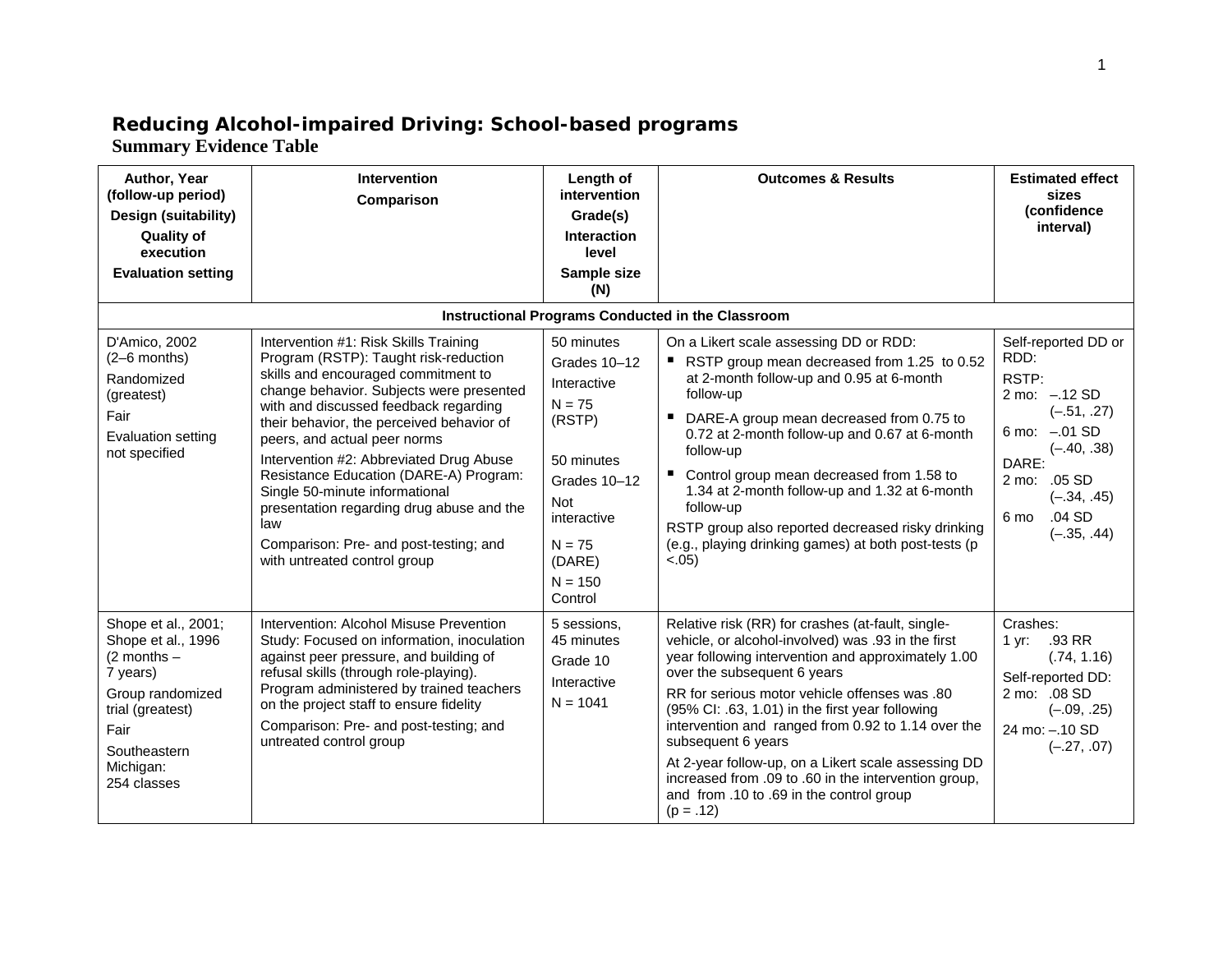# Reducing Alcohol-impaired Driving: School-based programs

## Summary Evidence Table

| Author, Year (follow-up period)<br>Design (suitability)<br>Quality of execution<br>Evaluation setting | Intervention<br>Comparison | Length of intervention<br>Grade(s)<br>Interaction level<br>Sample size (N) | Outcomes & Results | Estimated effect sizes (confidence interval) |
|---|---|---|---|---|
| **Instructional Programs Conducted in the Classroom** | | | | |
| D'Amico, 2002<br>(2–6 months)<br>Randomized (greatest)<br>Fair<br>Evaluation setting not specified | Intervention #1: Risk Skills Training Program (RSTP): Taught risk-reduction skills and encouraged commitment to change behavior. Subjects were presented with and discussed feedback regarding their behavior, the perceived behavior of peers, and actual peer norms<br>Intervention #2: Abbreviated Drug Abuse Resistance Education (DARE-A) Program: Single 50-minute informational presentation regarding drug abuse and the law<br>Comparison: Pre- and post-testing; and with untreated control group | 50 minutes<br>Grades 10–12<br>Interactive<br>N = 75 (RSTP)<br><br>50 minutes<br>Grades 10–12<br>Not interactive<br>N = 75 (DARE)<br>N = 150 Control | On a Likert scale assessing DD or RDD:<br>▪ RSTP group mean decreased from 1.25 to 0.52 at 2-month follow-up and 0.95 at 6-month follow-up<br>▪ DARE-A group mean decreased from 0.75 to 0.72 at 2-month follow-up and 0.67 at 6-month follow-up<br>▪ Control group mean decreased from 1.58 to 1.34 at 2-month follow-up and 1.32 at 6-month follow-up<br>RSTP group also reported decreased risky drinking (e.g., playing drinking games) at both post-tests (p <.05) | Self-reported DD or RDD:<br>RSTP:<br>2 mo: –.12 SD (–.51, .27)<br>6 mo: –.01 SD (–.40, .38)<br>DARE:<br>2 mo: .05 SD (–.34, .45)<br>6 mo .04 SD (–.35, .44) |
| Shope et al., 2001; Shope et al., 1996<br>(2 months – 7 years)<br>Group randomized trial (greatest)<br>Fair<br>Southeastern Michigan: 254 classes | Intervention: Alcohol Misuse Prevention Study: Focused on information, inoculation against peer pressure, and building of refusal skills (through role-playing). Program administered by trained teachers on the project staff to ensure fidelity<br>Comparison: Pre- and post-testing; and untreated control group | 5 sessions, 45 minutes<br>Grade 10<br>Interactive<br>N = 1041 | Relative risk (RR) for crashes (at-fault, single-vehicle, or alcohol-involved) was .93 in the first year following intervention and approximately 1.00 over the subsequent 6 years<br>RR for serious motor vehicle offenses was .80 (95% CI: .63, 1.01) in the first year following intervention and ranged from 0.92 to 1.14 over the subsequent 6 years<br>At 2-year follow-up, on a Likert scale assessing DD increased from .09 to .60 in the intervention group, and from .10 to .69 in the control group (p = .12) | Crashes:<br>1 yr: .93 RR (.74, 1.16)<br>Self-reported DD:<br>2 mo: .08 SD (–.09, .25)<br>24 mo: –.10 SD (–.27, .07) |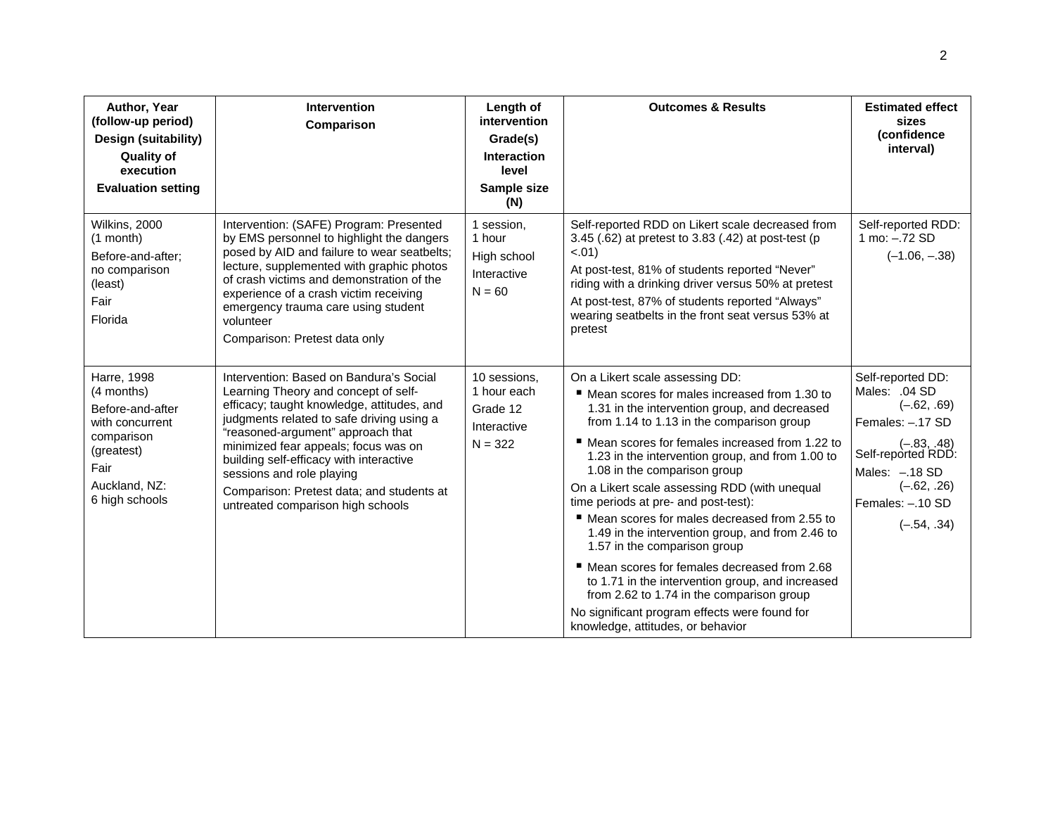| Author, Year (follow-up period) Design (suitability) Quality of execution Evaluation setting | Intervention Comparison | Length of intervention Grade(s) Interaction level Sample size (N) | Outcomes & Results | Estimated effect sizes (confidence interval) |
|---|---|---|---|---|
| Wilkins, 2000 (1 month)<br>Before-and-after; no comparison (least)<br>Fair<br>Florida | Intervention: (SAFE) Program: Presented by EMS personnel to highlight the dangers posed by AID and failure to wear seatbelts; lecture, supplemented with graphic photos of crash victims and demonstration of the experience of a crash victim receiving emergency trauma care using student volunteer<br>Comparison: Pretest data only | 1 session, 1 hour<br>High school<br>Interactive<br>N = 60 | Self-reported RDD on Likert scale decreased from 3.45 (.62) at pretest to 3.83 (.42) at post-test ($p < .01$)<br>At post-test, 81% of students reported "Never" riding with a drinking driver versus 50% at pretest<br>At post-test, 87% of students reported "Always" wearing seatbelts in the front seat versus 53% at pretest | Self-reported RDD:<br>1 mo: –.72 SD<br>(–1.06, –.38) |
| Harre, 1998 (4 months)<br>Before-and-after with concurrent comparison (greatest)<br>Fair<br>Auckland, NZ: 6 high schools | Intervention: Based on Bandura's Social Learning Theory and concept of self-efficacy; taught knowledge, attitudes, and judgments related to safe driving using a "reasoned-argument" approach that minimized fear appeals; focus was on building self-efficacy with interactive sessions and role playing<br>Comparison: Pretest data; and students at untreated comparison high schools | 10 sessions, 1 hour each<br>Grade 12<br>Interactive<br>N = 322 | On a Likert scale assessing DD:<br>▪ Mean scores for males increased from 1.30 to 1.31 in the intervention group, and decreased from 1.14 to 1.13 in the comparison group<br>▪ Mean scores for females increased from 1.22 to 1.23 in the intervention group, and from 1.00 to 1.08 in the comparison group<br>On a Likert scale assessing RDD (with unequal time periods at pre- and post-test):<br>▪ Mean scores for males decreased from 2.55 to 1.49 in the intervention group, and from 2.46 to 1.57 in the comparison group<br>▪ Mean scores for females decreased from 2.68 to 1.71 in the intervention group, and increased from 2.62 to 1.74 in the comparison group<br>No significant program effects were found for knowledge, attitudes, or behavior | Self-reported DD:<br>Males: .04 SD<br>(–.62, .69)<br>Females: –.17 SD<br>(–.83, .48)<br>Self-reported RDD:<br>Males: –.18 SD<br>(–.62, .26)<br>Females: –.10 SD<br>(–.54, .34) |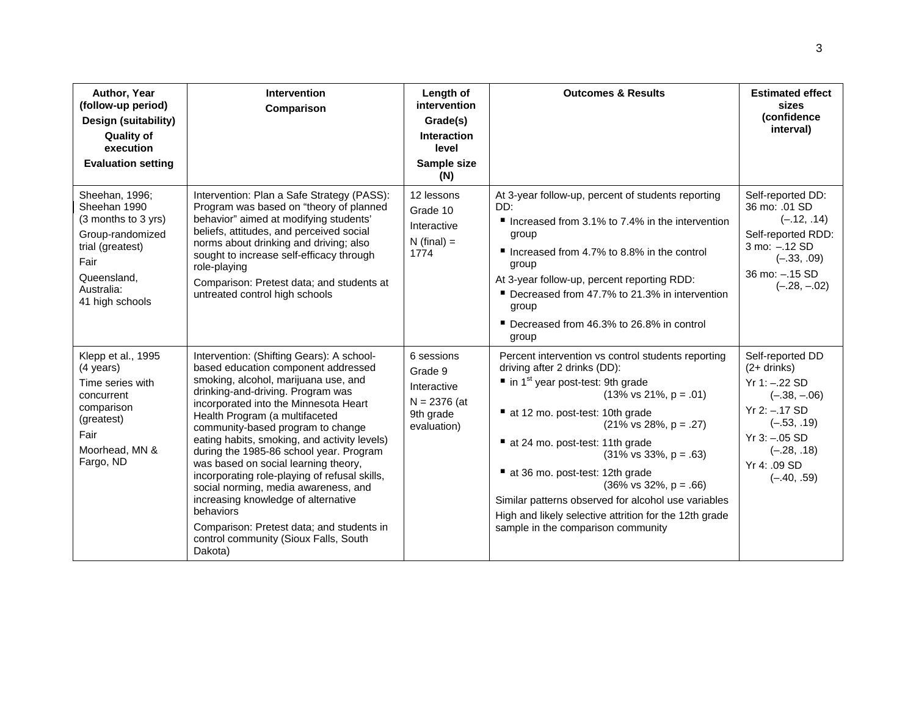| Author, Year (follow-up period) Design (suitability) Quality of execution Evaluation setting | Intervention Comparison | Length of intervention Grade(s) Interaction level Sample size (N) | Outcomes & Results | Estimated effect sizes (confidence interval) |
|---|---|---|---|---|
| Sheehan, 1996; Sheehan 1990 (3 months to 3 yrs)<br>Group-randomized trial (greatest)<br>Fair<br>Queensland, Australia: 41 high schools | Intervention: Plan a Safe Strategy (PASS): Program was based on "theory of planned behavior" aimed at modifying students' beliefs, attitudes, and perceived social norms about drinking and driving; also sought to increase self-efficacy through role-playing<br>Comparison: Pretest data; and students at untreated control high schools | 12 lessons<br>Grade 10<br>Interactive<br>N (final) = 1774 | At 3-year follow-up, percent of students reporting DD:<br>▪ Increased from 3.1% to 7.4% in the intervention group<br>▪ Increased from 4.7% to 8.8% in the control group<br>At 3-year follow-up, percent reporting RDD:<br>▪ Decreased from 47.7% to 21.3% in intervention group<br>▪ Decreased from 46.3% to 26.8% in control group | Self-reported DD: 36 mo: .01 SD (–.12, .14)<br>Self-reported RDD: 3 mo: –.12 SD (–.33, .09)<br>36 mo: –.15 SD (–.28, –.02) |
| Klepp et al., 1995 (4 years)<br>Time series with concurrent comparison (greatest)<br>Fair<br>Moorhead, MN & Fargo, ND | Intervention: (Shifting Gears): A school-based education component addressed smoking, alcohol, marijuana use, and drinking-and-driving. Program was incorporated into the Minnesota Heart Health Program (a multifaceted community-based program to change eating habits, smoking, and activity levels) during the 1985-86 school year. Program was based on social learning theory, incorporating role-playing of refusal skills, social norming, media awareness, and increasing knowledge of alternative behaviors<br>Comparison: Pretest data; and students in control community (Sioux Falls, South Dakota) | 6 sessions<br>Grade 9<br>Interactive<br>N = 2376 (at 9th grade evaluation) | Percent intervention vs control students reporting driving after 2 drinks (DD):<br>▪ in 1st year post-test: 9th grade (13% vs 21%, p = .01)<br>▪ at 12 mo. post-test: 10th grade (21% vs 28%, p = .27)<br>▪ at 24 mo. post-test: 11th grade (31% vs 33%, p = .63)<br>▪ at 36 mo. post-test: 12th grade (36% vs 32%, p = .66)<br>Similar patterns observed for alcohol use variables<br>High and likely selective attrition for the 12th grade sample in the comparison community | Self-reported DD (2+ drinks)<br>Yr 1: –.22 SD (–.38, –.06)<br>Yr 2: –.17 SD (–.53, .19)<br>Yr 3: –.05 SD (–.28, .18)<br>Yr 4: .09 SD (–.40, .59) |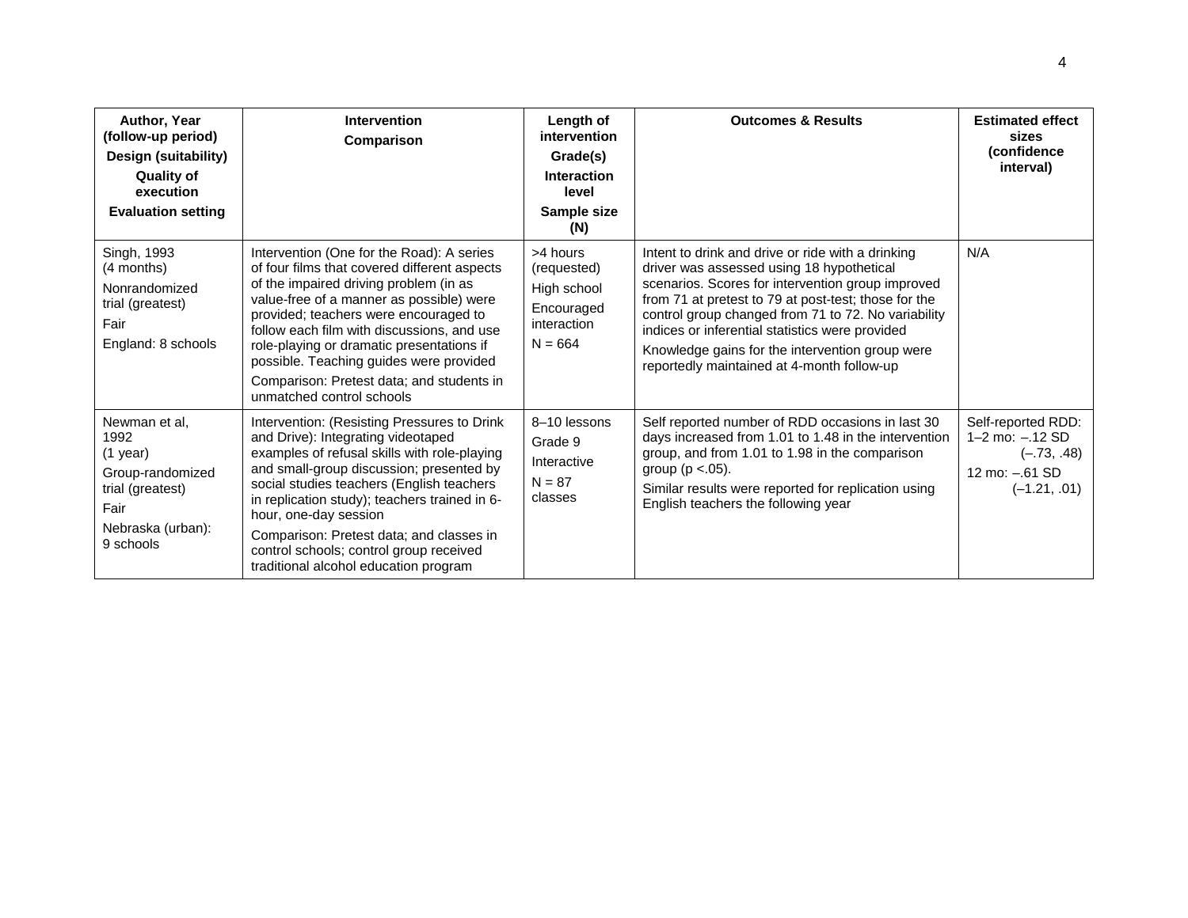| Author, Year (follow-up period)<br>Design (suitability)<br>Quality of execution<br>Evaluation setting | Intervention<br>Comparison | Length of intervention<br>Grade(s)<br>Interaction level<br>Sample size (N) | Outcomes & Results | Estimated effect sizes (confidence interval) |
|---|---|---|---|---|
| Singh, 1993 (4 months)<br>Nonrandomized trial (greatest)<br>Fair<br>England: 8 schools | Intervention (One for the Road): A series of four films that covered different aspects of the impaired driving problem (in as value-free of a manner as possible) were provided; teachers were encouraged to follow each film with discussions, and use role-playing or dramatic presentations if possible. Teaching guides were provided<br>Comparison: Pretest data; and students in unmatched control schools | >4 hours (requested)<br>High school<br>Encouraged interaction<br>N = 664 | Intent to drink and drive or ride with a drinking driver was assessed using 18 hypothetical scenarios. Scores for intervention group improved from 71 at pretest to 79 at post-test; those for the control group changed from 71 to 72. No variability indices or inferential statistics were provided<br>Knowledge gains for the intervention group were reportedly maintained at 4-month follow-up | N/A |
| Newman et al, 1992 (1 year)<br>Group-randomized trial (greatest)<br>Fair<br>Nebraska (urban): 9 schools | Intervention: (Resisting Pressures to Drink and Drive): Integrating videotaped examples of refusal skills with role-playing and small-group discussion; presented by social studies teachers (English teachers in replication study); teachers trained in 6-hour, one-day session<br>Comparison: Pretest data; and classes in control schools; control group received traditional alcohol education program | 8–10 lessons<br>Grade 9<br>Interactive<br>N = 87 classes | Self reported number of RDD occasions in last 30 days increased from 1.01 to 1.48 in the intervention group, and from 1.01 to 1.98 in the comparison group ($p < .05$).<br>Similar results were reported for replication using English teachers the following year | Self-reported RDD:<br>1–2 mo: –.12 SD (–.73, .48)<br>12 mo: –.61 SD (–1.21, .01) |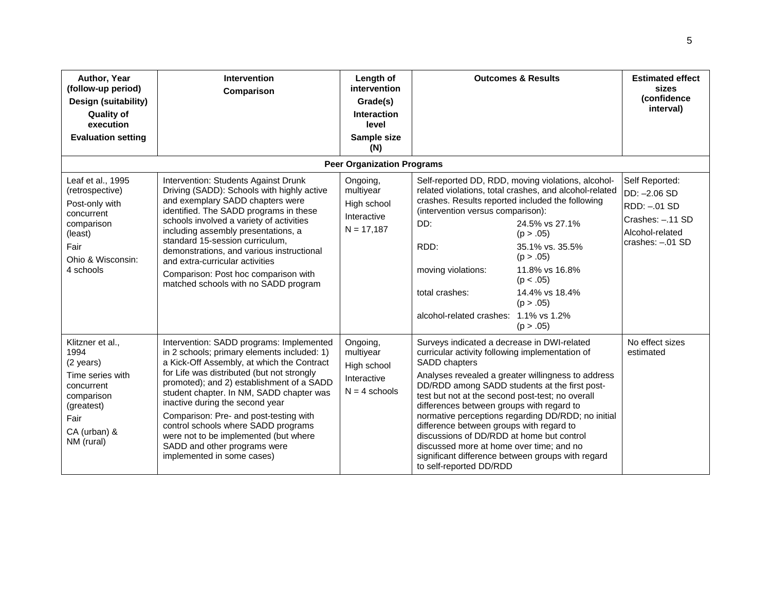| Author, Year (follow-up period)<br>Design (suitability)<br>Quality of execution<br>Evaluation setting | Intervention<br>Comparison | Length of intervention<br>Grade(s)<br>Interaction level<br>Sample size (N) | Outcomes & Results | Estimated effect sizes (confidence interval) |
|---|---|---|---|---|
| **Peer Organization Programs** | | | | |
| Leaf et al., 1995 (retrospective)<br>Post-only with concurrent comparison (least)<br>Fair<br>Ohio & Wisconsin: 4 schools | Intervention: Students Against Drunk Driving (SADD): Schools with highly active and exemplary SADD chapters were identified. The SADD programs in these schools involved a variety of activities including assembly presentations, a standard 15-session curriculum, demonstrations, and various instructional and extra-curricular activities<br>Comparison: Post hoc comparison with matched schools with no SADD program | Ongoing, multiyear<br>High school<br>Interactive<br>N = 17,187 | Self-reported DD, RDD, moving violations, alcohol-related violations, total crashes, and alcohol-related crashes. Results reported included the following (intervention versus comparison):<br>DD: 24.5% vs 27.1% ($p > .05$)<br>RDD: 35.1% vs. 35.5% ($p > .05$)<br>moving violations: 11.8% vs 16.8% ($p < .05$)<br>total crashes: 14.4% vs 18.4% ($p > .05$)<br>alcohol-related crashes: 1.1% vs 1.2% ($p > .05$) | Self Reported:<br>DD: –2.06 SD<br>RDD: –.01 SD<br>Crashes: –.11 SD<br>Alcohol-related crashes: –.01 SD |
| Klitzner et al., 1994 (2 years)<br>Time series with concurrent comparison (greatest)<br>Fair<br>CA (urban) & NM (rural) | Intervention: SADD programs: Implemented in 2 schools; primary elements included: 1) a Kick-Off Assembly, at which the Contract for Life was distributed (but not strongly promoted); and 2) establishment of a SADD student chapter. In NM, SADD chapter was inactive during the second year<br>Comparison: Pre- and post-testing with control schools where SADD programs were not to be implemented (but where SADD and other programs were implemented in some cases) | Ongoing, multiyear<br>High school<br>Interactive<br>N = 4 schools | Surveys indicated a decrease in DWI-related curricular activity following implementation of SADD chapters<br>Analyses revealed a greater willingness to address DD/RDD among SADD students at the first post-test but not at the second post-test; no overall differences between groups with regard to normative perceptions regarding DD/RDD; no initial difference between groups with regard to discussions of DD/RDD at home but control discussed more at home over time; and no significant difference between groups with regard to self-reported DD/RDD | No effect sizes estimated |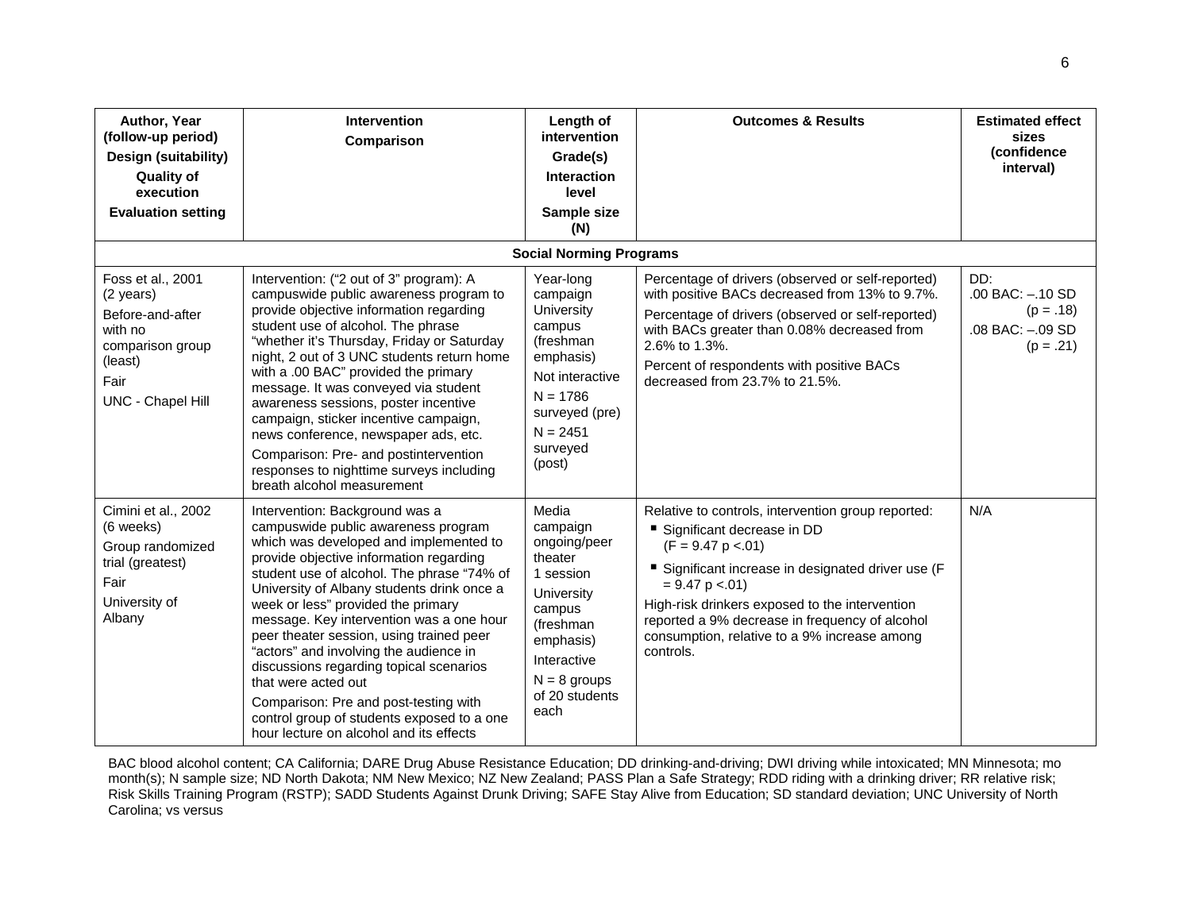| Author, Year (follow-up period)<br>Design (suitability)<br>Quality of execution<br>Evaluation setting | Intervention<br>Comparison | Length of intervention<br>Grade(s)<br>Interaction level<br>Sample size (N) | Outcomes & Results | Estimated effect sizes (confidence interval) |
|---|---|---|---|---|
| **Social Norming Programs** | | | | |
| Foss et al., 2001 (2 years)<br>Before-and-after with no comparison group (least)<br>Fair<br>UNC - Chapel Hill | Intervention: ("2 out of 3" program): A campuswide public awareness program to provide objective information regarding student use of alcohol. The phrase "whether it's Thursday, Friday or Saturday night, 2 out of 3 UNC students return home with a .00 BAC" provided the primary message. It was conveyed via student awareness sessions, poster incentive campaign, sticker incentive campaign, news conference, newspaper ads, etc.<br>Comparison: Pre- and postintervention responses to nighttime surveys including breath alcohol measurement | Year-long campaign<br>University campus (freshman emphasis)<br>Not interactive<br>N = 1786 surveyed (pre)<br>N = 2451 surveyed (post) | Percentage of drivers (observed or self-reported) with positive BACs decreased from 13% to 9.7%.<br>Percentage of drivers (observed or self-reported) with BACs greater than 0.08% decreased from 2.6% to 1.3%.<br>Percent of respondents with positive BACs decreased from 23.7% to 21.5%. | DD:<br>.00 BAC: –.10 SD ($p = .18$)<br>.08 BAC: –.09 SD ($p = .21$) |
| Cimini et al., 2002 (6 weeks)<br>Group randomized trial (greatest)<br>Fair<br>University of Albany | Intervention: Background was a campuswide public awareness program which was developed and implemented to provide objective information regarding student use of alcohol. The phrase "74% of University of Albany students drink once a week or less" provided the primary message. Key intervention was a one hour peer theater session, using trained peer "actors" and involving the audience in discussions regarding topical scenarios that were acted out<br>Comparison: Pre and post-testing with control group of students exposed to a one hour lecture on alcohol and its effects | Media campaign ongoing/peer theater 1 session<br>University campus (freshman emphasis)<br>Interactive<br>N = 8 groups of 20 students each | Relative to controls, intervention group reported:<br>▪ Significant decrease in DD ($F = 9.47$ $p < .01$)<br>▪ Significant increase in designated driver use ($F = 9.47$ $p < .01$)<br>High-risk drinkers exposed to the intervention reported a 9% decrease in frequency of alcohol consumption, relative to a 9% increase among controls. | N/A |

BAC blood alcohol content; CA California; DARE Drug Abuse Resistance Education; DD drinking-and-driving; DWI driving while intoxicated; MN Minnesota; mo month(s); N sample size; ND North Dakota; NM New Mexico; NZ New Zealand; PASS Plan a Safe Strategy; RDD riding with a drinking driver; RR relative risk; Risk Skills Training Program (RSTP); SADD Students Against Drunk Driving; SAFE Stay Alive from Education; SD standard deviation; UNC University of North Carolina; vs versus